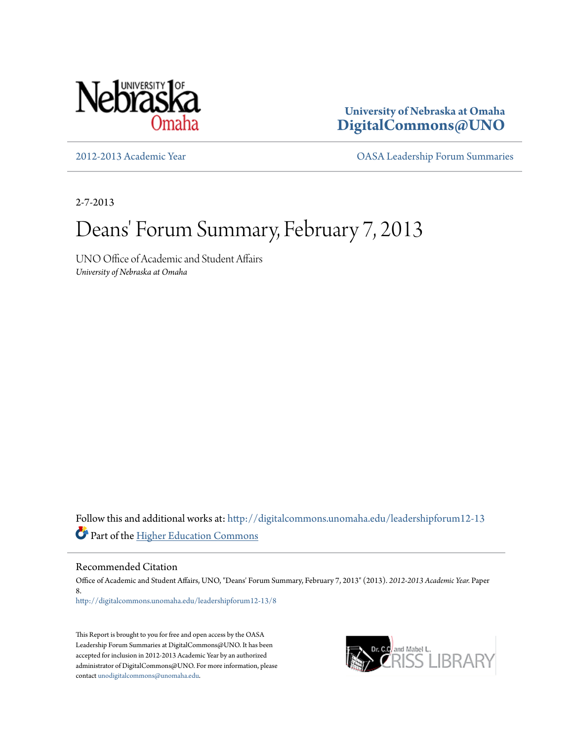University of Nebraska at Omaha
**DigitalCommons@UNO**

2012-2013 Academic Year | OASA Leadership Forum Summaries

2-7-2013

# Deans' Forum Summary, February 7, 2013

UNO Office of Academic and Student Affairs
*University of Nebraska at Omaha*

Follow this and additional works at: http://digitalcommons.unomaha.edu/leadershipforum12-13

Part of the Higher Education Commons

## Recommended Citation

Office of Academic and Student Affairs, UNO, "Deans' Forum Summary, February 7, 2013" (2013). *2012-2013 Academic Year.* Paper 8.
http://digitalcommons.unomaha.edu/leadershipforum12-13/8

This Report is brought to you for free and open access by the OASA Leadership Forum Summaries at DigitalCommons@UNO. It has been accepted for inclusion in 2012-2013 Academic Year by an authorized administrator of DigitalCommons@UNO. For more information, please contact unodigitalcommons@unomaha.edu.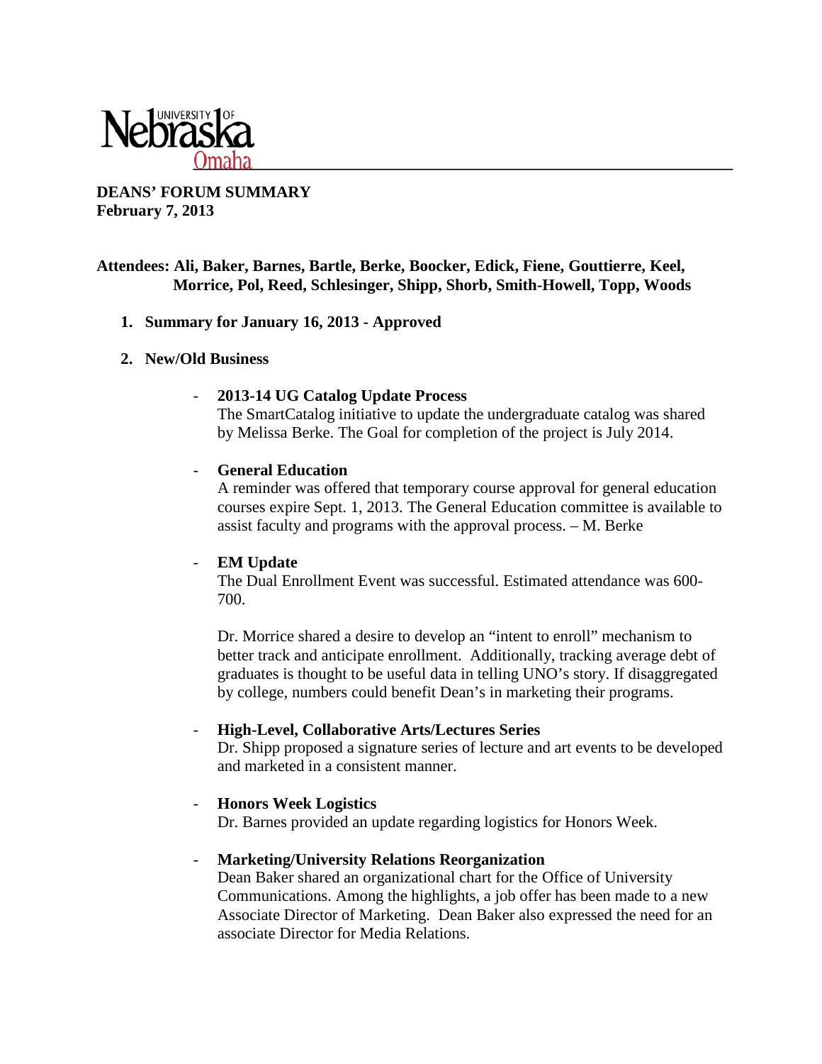**DEANS' FORUM SUMMARY**
**February 7, 2013**

**Attendees: Ali, Baker, Barnes, Bartle, Berke, Boocker, Edick, Fiene, Gouttierre, Keel, Morrice, Pol, Reed, Schlesinger, Shipp, Shorb, Smith-Howell, Topp, Woods**

1. **Summary for January 16, 2013 - Approved**

2. **New/Old Business**

   - **2013-14 UG Catalog Update Process**
     The SmartCatalog initiative to update the undergraduate catalog was shared by Melissa Berke. The Goal for completion of the project is July 2014.

   - **General Education**
     A reminder was offered that temporary course approval for general education courses expire Sept. 1, 2013. The General Education committee is available to assist faculty and programs with the approval process. – M. Berke

   - **EM Update**
     The Dual Enrollment Event was successful. Estimated attendance was 600-700.

     Dr. Morrice shared a desire to develop an "intent to enroll" mechanism to better track and anticipate enrollment. Additionally, tracking average debt of graduates is thought to be useful data in telling UNO's story. If disaggregated by college, numbers could benefit Dean's in marketing their programs.

   - **High-Level, Collaborative Arts/Lectures Series**
     Dr. Shipp proposed a signature series of lecture and art events to be developed and marketed in a consistent manner.

   - **Honors Week Logistics**
     Dr. Barnes provided an update regarding logistics for Honors Week.

   - **Marketing/University Relations Reorganization**
     Dean Baker shared an organizational chart for the Office of University Communications. Among the highlights, a job offer has been made to a new Associate Director of Marketing. Dean Baker also expressed the need for an associate Director for Media Relations.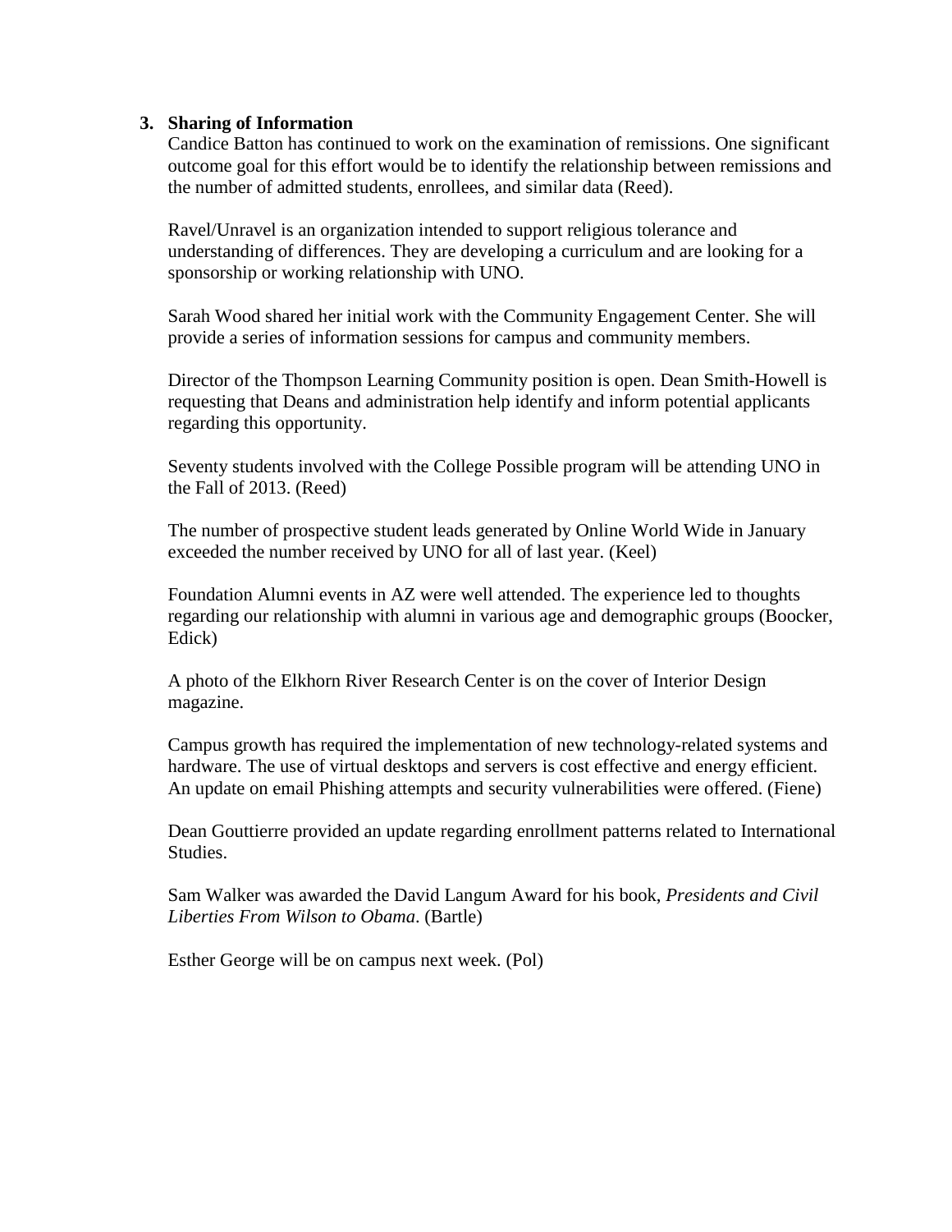### 3. Sharing of Information

Candice Batton has continued to work on the examination of remissions. One significant outcome goal for this effort would be to identify the relationship between remissions and the number of admitted students, enrollees, and similar data (Reed).

Ravel/Unravel is an organization intended to support religious tolerance and understanding of differences. They are developing a curriculum and are looking for a sponsorship or working relationship with UNO.

Sarah Wood shared her initial work with the Community Engagement Center. She will provide a series of information sessions for campus and community members.

Director of the Thompson Learning Community position is open. Dean Smith-Howell is requesting that Deans and administration help identify and inform potential applicants regarding this opportunity.

Seventy students involved with the College Possible program will be attending UNO in the Fall of 2013. (Reed)

The number of prospective student leads generated by Online World Wide in January exceeded the number received by UNO for all of last year. (Keel)

Foundation Alumni events in AZ were well attended. The experience led to thoughts regarding our relationship with alumni in various age and demographic groups (Boocker, Edick)

A photo of the Elkhorn River Research Center is on the cover of Interior Design magazine.

Campus growth has required the implementation of new technology-related systems and hardware. The use of virtual desktops and servers is cost effective and energy efficient. An update on email Phishing attempts and security vulnerabilities were offered. (Fiene)

Dean Gouttierre provided an update regarding enrollment patterns related to International Studies.

Sam Walker was awarded the David Langum Award for his book, *Presidents and Civil Liberties From Wilson to Obama*. (Bartle)

Esther George will be on campus next week. (Pol)